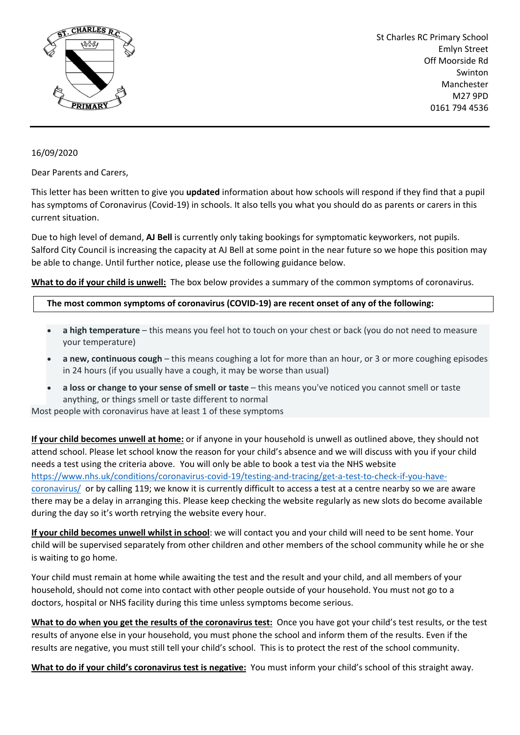St Charles RC Primary School
Emlyn Street
Off Moorside Rd
Swinton
Manchester
M27 9PD
0161 794 4536

16/09/2020

Dear Parents and Carers,

This letter has been written to give you **updated** information about how schools will respond if they find that a pupil has symptoms of Coronavirus (Covid-19) in schools. It also tells you what you should do as parents or carers in this current situation.

Due to high level of demand, **AJ Bell** is currently only taking bookings for symptomatic keyworkers, not pupils. Salford City Council is increasing the capacity at AJ Bell at some point in the near future so we hope this position may be able to change. Until further notice, please use the following guidance below.

**<u>What to do if your child is unwell:</u>** The box below provides a summary of the common symptoms of coronavirus.

**The most common symptoms of coronavirus (COVID-19) are recent onset of any of the following:**

- **a high temperature** – this means you feel hot to touch on your chest or back (you do not need to measure your temperature)
- **a new, continuous cough** – this means coughing a lot for more than an hour, or 3 or more coughing episodes in 24 hours (if you usually have a cough, it may be worse than usual)
- **a loss or change to your sense of smell or taste** – this means you've noticed you cannot smell or taste anything, or things smell or taste different to normal

Most people with coronavirus have at least 1 of these symptoms

**<u>If your child becomes unwell at home:</u>** or if anyone in your household is unwell as outlined above, they should not attend school. Please let school know the reason for your child's absence and we will discuss with you if your child needs a test using the criteria above. You will only be able to book a test via the NHS website https://www.nhs.uk/conditions/coronavirus-covid-19/testing-and-tracing/get-a-test-to-check-if-you-have-coronavirus/ or by calling 119; we know it is currently difficult to access a test at a centre nearby so we are aware there may be a delay in arranging this. Please keep checking the website regularly as new slots do become available during the day so it's worth retrying the website every hour.

**<u>If your child becomes unwell whilst in school</u>**: we will contact you and your child will need to be sent home. Your child will be supervised separately from other children and other members of the school community while he or she is waiting to go home.

Your child must remain at home while awaiting the test and the result and your child, and all members of your household, should not come into contact with other people outside of your household. You must not go to a doctors, hospital or NHS facility during this time unless symptoms become serious.

**<u>What to do when you get the results of the coronavirus test:</u>** Once you have got your child's test results, or the test results of anyone else in your household, you must phone the school and inform them of the results. Even if the results are negative, you must still tell your child's school. This is to protect the rest of the school community.

**<u>What to do if your child's coronavirus test is negative:</u>** You must inform your child's school of this straight away.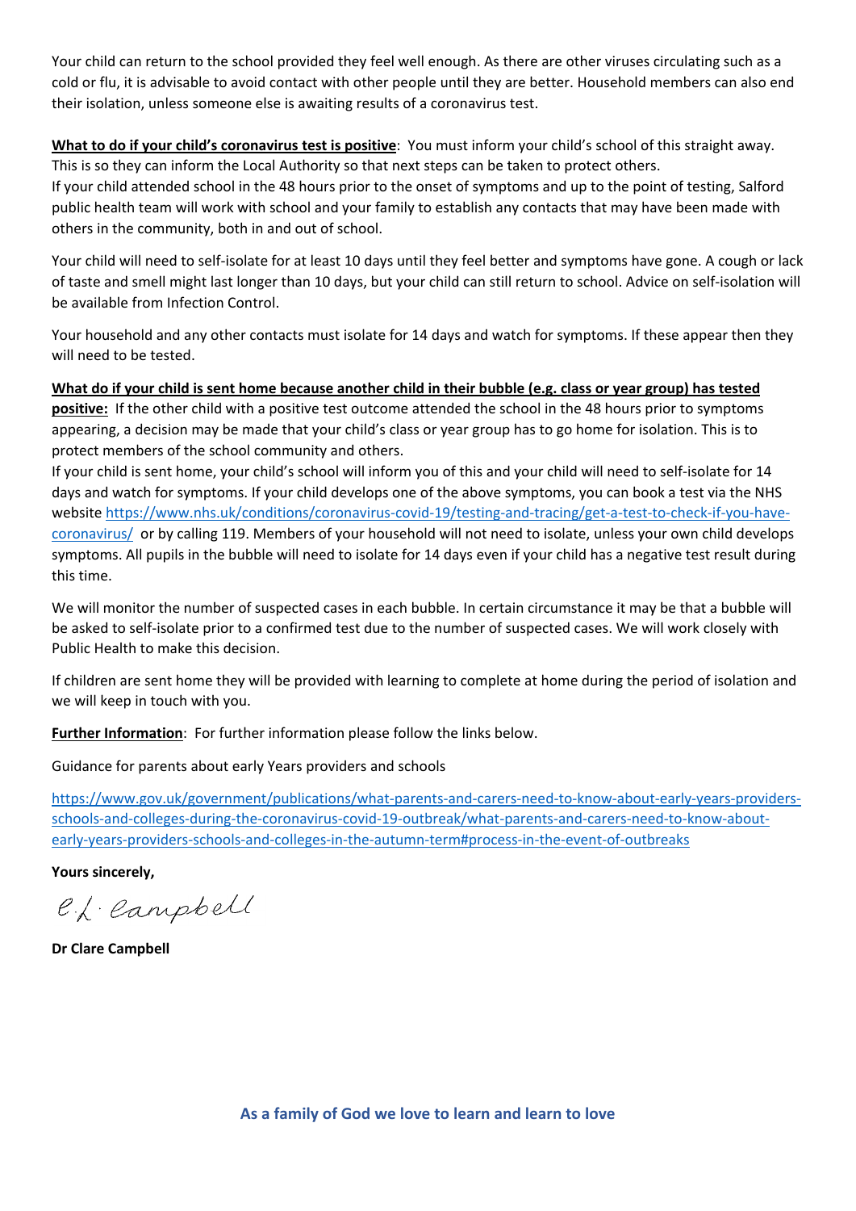Your child can return to the school provided they feel well enough. As there are other viruses circulating such as a cold or flu, it is advisable to avoid contact with other people until they are better. Household members can also end their isolation, unless someone else is awaiting results of a coronavirus test.

**What to do if your child's coronavirus test is positive**: You must inform your child's school of this straight away. This is so they can inform the Local Authority so that next steps can be taken to protect others.
If your child attended school in the 48 hours prior to the onset of symptoms and up to the point of testing, Salford public health team will work with school and your family to establish any contacts that may have been made with others in the community, both in and out of school.

Your child will need to self-isolate for at least 10 days until they feel better and symptoms have gone. A cough or lack of taste and smell might last longer than 10 days, but your child can still return to school. Advice on self-isolation will be available from Infection Control.

Your household and any other contacts must isolate for 14 days and watch for symptoms. If these appear then they will need to be tested.

**What do if your child is sent home because another child in their bubble (e.g. class or year group) has tested positive:** If the other child with a positive test outcome attended the school in the 48 hours prior to symptoms appearing, a decision may be made that your child's class or year group has to go home for isolation. This is to protect members of the school community and others.
If your child is sent home, your child's school will inform you of this and your child will need to self-isolate for 14 days and watch for symptoms. If your child develops one of the above symptoms, you can book a test via the NHS website https://www.nhs.uk/conditions/coronavirus-covid-19/testing-and-tracing/get-a-test-to-check-if-you-have-coronavirus/ or by calling 119. Members of your household will not need to isolate, unless your own child develops symptoms. All pupils in the bubble will need to isolate for 14 days even if your child has a negative test result during this time.

We will monitor the number of suspected cases in each bubble. In certain circumstance it may be that a bubble will be asked to self-isolate prior to a confirmed test due to the number of suspected cases. We will work closely with Public Health to make this decision.

If children are sent home they will be provided with learning to complete at home during the period of isolation and we will keep in touch with you.

**Further Information**: For further information please follow the links below.

Guidance for parents about early Years providers and schools

https://www.gov.uk/government/publications/what-parents-and-carers-need-to-know-about-early-years-providers-schools-and-colleges-during-the-coronavirus-covid-19-outbreak/what-parents-and-carers-need-to-know-about-early-years-providers-schools-and-colleges-in-the-autumn-term#process-in-the-event-of-outbreaks

**Yours sincerely,**

C.L. Campbell

**Dr Clare Campbell**

**As a family of God we love to learn and learn to love**